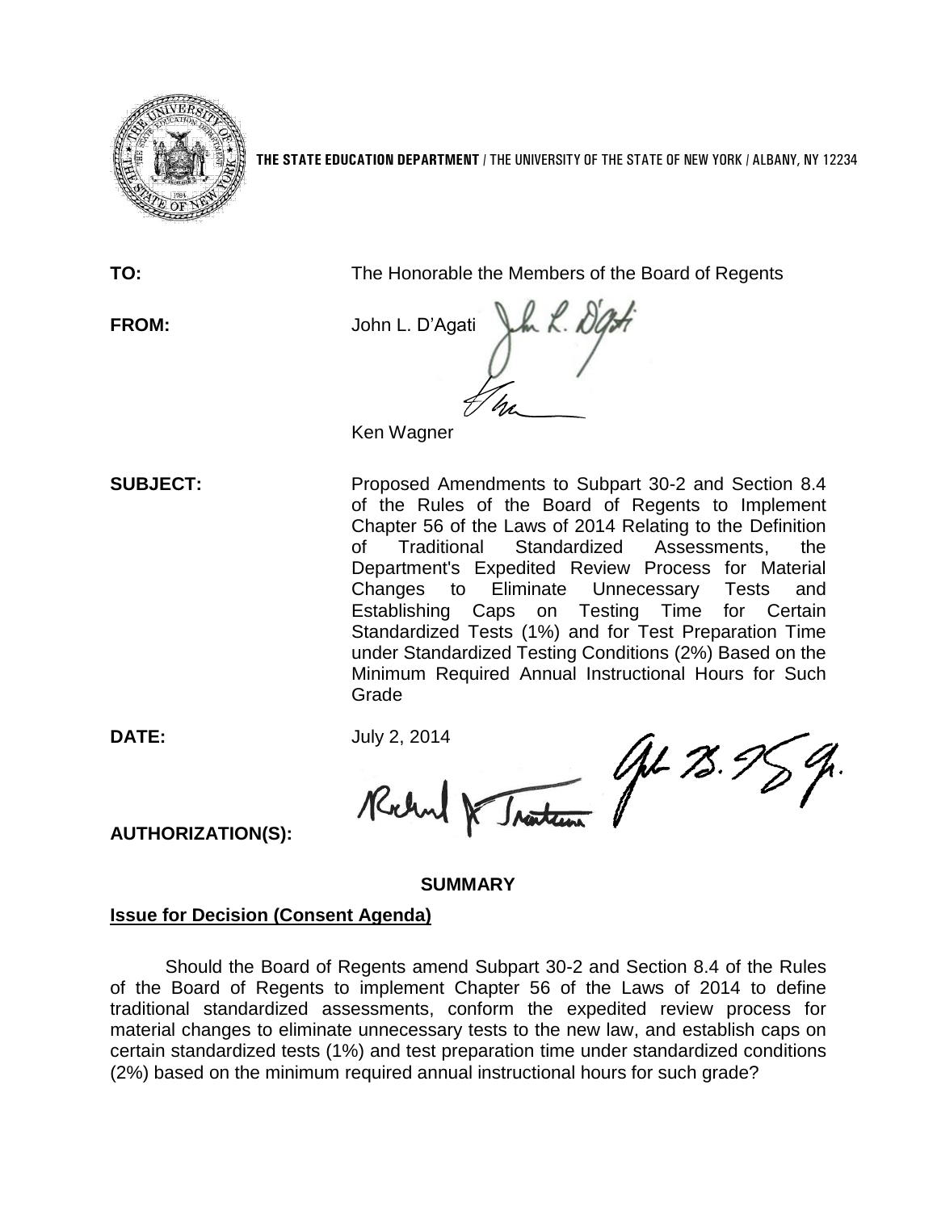**THE STATE EDUCATION DEPARTMENT** / THE UNIVERSITY OF THE STATE OF NEW YORK / ALBANY, NY 12234

**TO:** The Honorable the Members of the Board of Regents

**FROM:** John L. D'Agati

Ken Wagner

**SUBJECT:** Proposed Amendments to Subpart 30-2 and Section 8.4 of the Rules of the Board of Regents to Implement Chapter 56 of the Laws of 2014 Relating to the Definition of Traditional Standardized Assessments, the Department's Expedited Review Process for Material Changes to Eliminate Unnecessary Tests and Establishing Caps on Testing Time for Certain Standardized Tests (1%) and for Test Preparation Time under Standardized Testing Conditions (2%) Based on the Minimum Required Annual Instructional Hours for Such Grade

**DATE:** July 2, 2014

**AUTHORIZATION(S):**

## SUMMARY

**Issue for Decision (Consent Agenda)**

Should the Board of Regents amend Subpart 30-2 and Section 8.4 of the Rules of the Board of Regents to implement Chapter 56 of the Laws of 2014 to define traditional standardized assessments, conform the expedited review process for material changes to eliminate unnecessary tests to the new law, and establish caps on certain standardized tests (1%) and test preparation time under standardized conditions (2%) based on the minimum required annual instructional hours for such grade?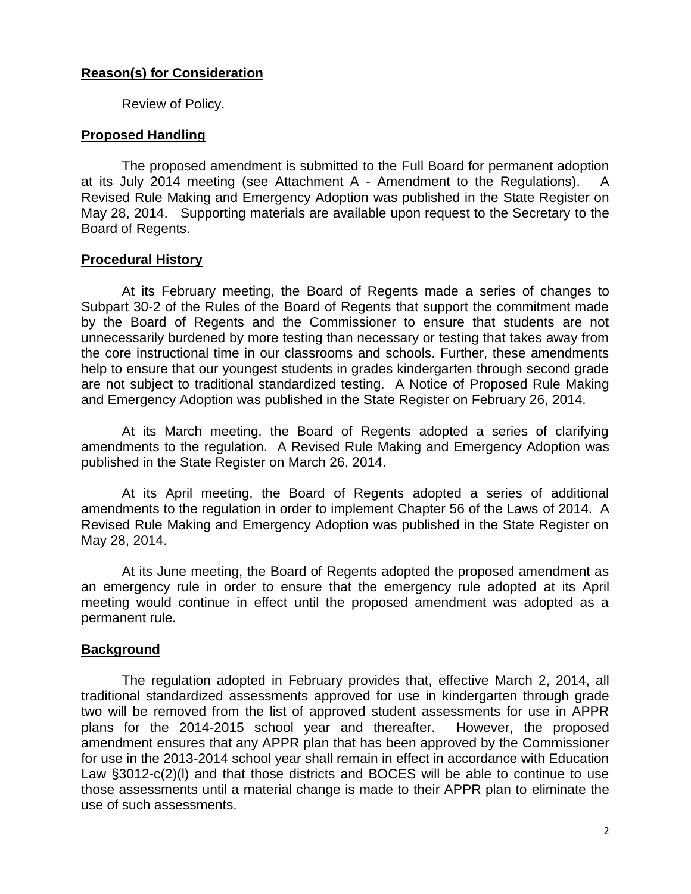**Reason(s) for Consideration**

Review of Policy.

**Proposed Handling**

The proposed amendment is submitted to the Full Board for permanent adoption at its July 2014 meeting (see Attachment A - Amendment to the Regulations). A Revised Rule Making and Emergency Adoption was published in the State Register on May 28, 2014. Supporting materials are available upon request to the Secretary to the Board of Regents.

**Procedural History**

At its February meeting, the Board of Regents made a series of changes to Subpart 30-2 of the Rules of the Board of Regents that support the commitment made by the Board of Regents and the Commissioner to ensure that students are not unnecessarily burdened by more testing than necessary or testing that takes away from the core instructional time in our classrooms and schools. Further, these amendments help to ensure that our youngest students in grades kindergarten through second grade are not subject to traditional standardized testing. A Notice of Proposed Rule Making and Emergency Adoption was published in the State Register on February 26, 2014.

At its March meeting, the Board of Regents adopted a series of clarifying amendments to the regulation. A Revised Rule Making and Emergency Adoption was published in the State Register on March 26, 2014.

At its April meeting, the Board of Regents adopted a series of additional amendments to the regulation in order to implement Chapter 56 of the Laws of 2014. A Revised Rule Making and Emergency Adoption was published in the State Register on May 28, 2014.

At its June meeting, the Board of Regents adopted the proposed amendment as an emergency rule in order to ensure that the emergency rule adopted at its April meeting would continue in effect until the proposed amendment was adopted as a permanent rule.

**Background**

The regulation adopted in February provides that, effective March 2, 2014, all traditional standardized assessments approved for use in kindergarten through grade two will be removed from the list of approved student assessments for use in APPR plans for the 2014-2015 school year and thereafter. However, the proposed amendment ensures that any APPR plan that has been approved by the Commissioner for use in the 2013-2014 school year shall remain in effect in accordance with Education Law §3012-c(2)(l) and that those districts and BOCES will be able to continue to use those assessments until a material change is made to their APPR plan to eliminate the use of such assessments.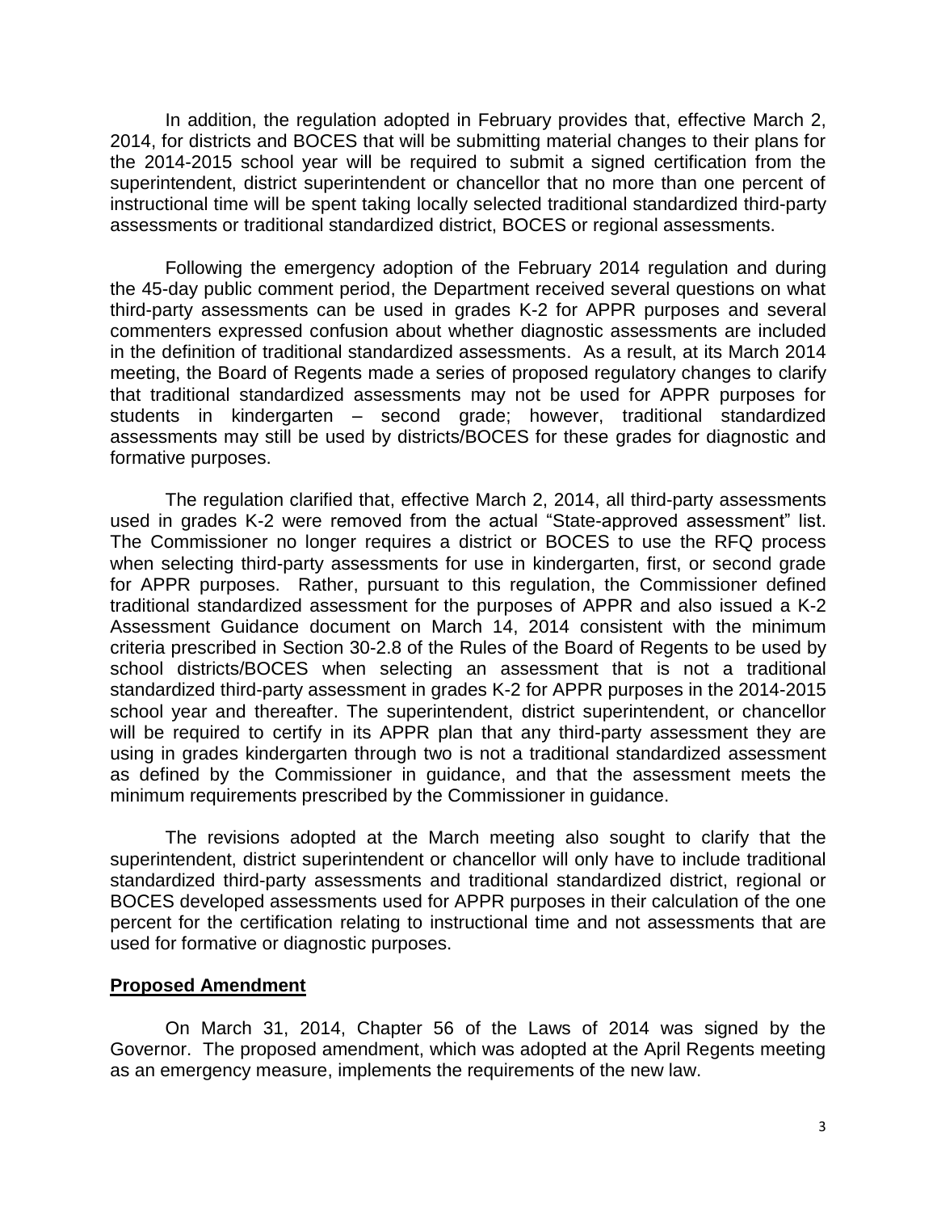In addition, the regulation adopted in February provides that, effective March 2, 2014, for districts and BOCES that will be submitting material changes to their plans for the 2014-2015 school year will be required to submit a signed certification from the superintendent, district superintendent or chancellor that no more than one percent of instructional time will be spent taking locally selected traditional standardized third-party assessments or traditional standardized district, BOCES or regional assessments.

Following the emergency adoption of the February 2014 regulation and during the 45-day public comment period, the Department received several questions on what third-party assessments can be used in grades K-2 for APPR purposes and several commenters expressed confusion about whether diagnostic assessments are included in the definition of traditional standardized assessments. As a result, at its March 2014 meeting, the Board of Regents made a series of proposed regulatory changes to clarify that traditional standardized assessments may not be used for APPR purposes for students in kindergarten – second grade; however, traditional standardized assessments may still be used by districts/BOCES for these grades for diagnostic and formative purposes.

The regulation clarified that, effective March 2, 2014, all third-party assessments used in grades K-2 were removed from the actual "State-approved assessment" list. The Commissioner no longer requires a district or BOCES to use the RFQ process when selecting third-party assessments for use in kindergarten, first, or second grade for APPR purposes. Rather, pursuant to this regulation, the Commissioner defined traditional standardized assessment for the purposes of APPR and also issued a K-2 Assessment Guidance document on March 14, 2014 consistent with the minimum criteria prescribed in Section 30-2.8 of the Rules of the Board of Regents to be used by school districts/BOCES when selecting an assessment that is not a traditional standardized third-party assessment in grades K-2 for APPR purposes in the 2014-2015 school year and thereafter. The superintendent, district superintendent, or chancellor will be required to certify in its APPR plan that any third-party assessment they are using in grades kindergarten through two is not a traditional standardized assessment as defined by the Commissioner in guidance, and that the assessment meets the minimum requirements prescribed by the Commissioner in guidance.

The revisions adopted at the March meeting also sought to clarify that the superintendent, district superintendent or chancellor will only have to include traditional standardized third-party assessments and traditional standardized district, regional or BOCES developed assessments used for APPR purposes in their calculation of the one percent for the certification relating to instructional time and not assessments that are used for formative or diagnostic purposes.

## Proposed Amendment

On March 31, 2014, Chapter 56 of the Laws of 2014 was signed by the Governor. The proposed amendment, which was adopted at the April Regents meeting as an emergency measure, implements the requirements of the new law.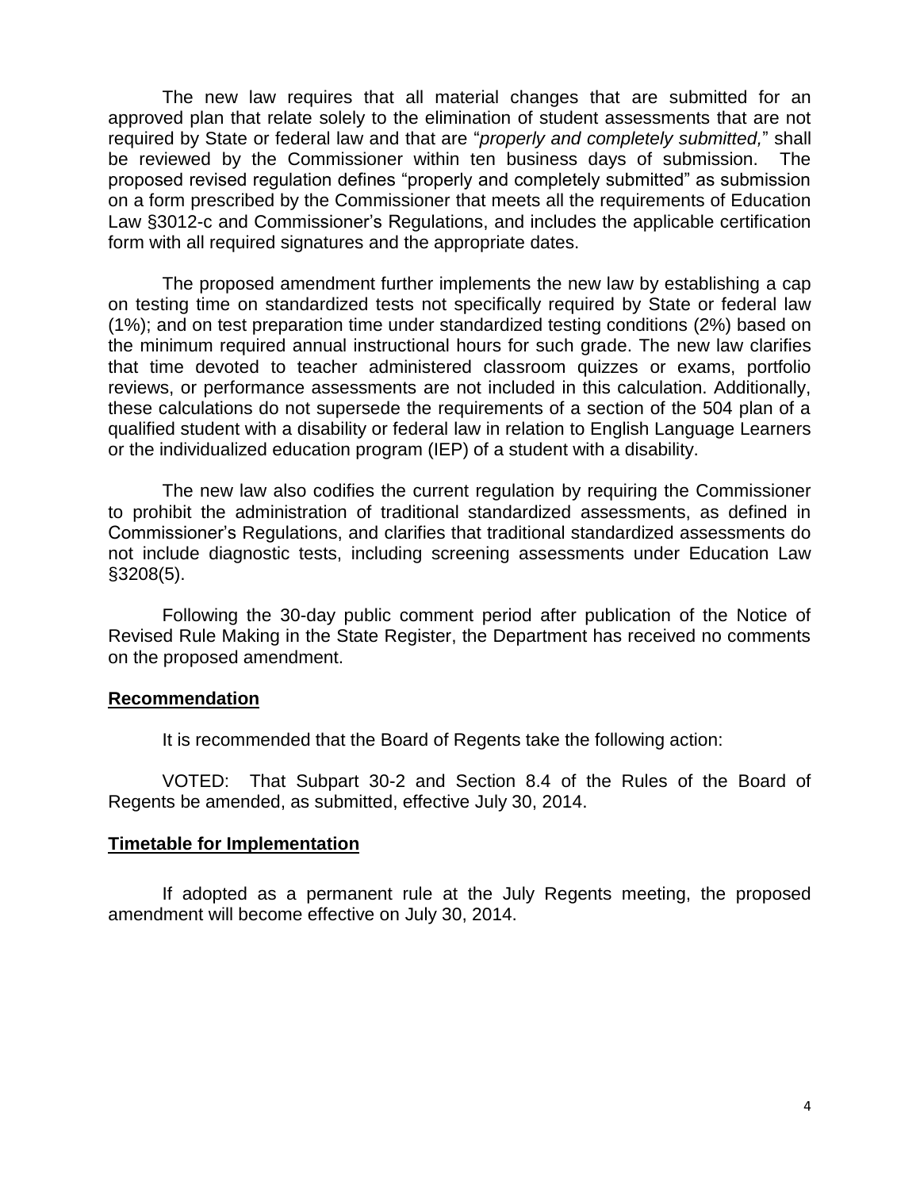The new law requires that all material changes that are submitted for an approved plan that relate solely to the elimination of student assessments that are not required by State or federal law and that are "*properly and completely submitted,*" shall be reviewed by the Commissioner within ten business days of submission. The proposed revised regulation defines "properly and completely submitted" as submission on a form prescribed by the Commissioner that meets all the requirements of Education Law §3012-c and Commissioner's Regulations, and includes the applicable certification form with all required signatures and the appropriate dates.

The proposed amendment further implements the new law by establishing a cap on testing time on standardized tests not specifically required by State or federal law (1%); and on test preparation time under standardized testing conditions (2%) based on the minimum required annual instructional hours for such grade. The new law clarifies that time devoted to teacher administered classroom quizzes or exams, portfolio reviews, or performance assessments are not included in this calculation. Additionally, these calculations do not supersede the requirements of a section of the 504 plan of a qualified student with a disability or federal law in relation to English Language Learners or the individualized education program (IEP) of a student with a disability.

The new law also codifies the current regulation by requiring the Commissioner to prohibit the administration of traditional standardized assessments, as defined in Commissioner's Regulations, and clarifies that traditional standardized assessments do not include diagnostic tests, including screening assessments under Education Law §3208(5).

Following the 30-day public comment period after publication of the Notice of Revised Rule Making in the State Register, the Department has received no comments on the proposed amendment.

## Recommendation

It is recommended that the Board of Regents take the following action:

VOTED: That Subpart 30-2 and Section 8.4 of the Rules of the Board of Regents be amended, as submitted, effective July 30, 2014.

## Timetable for Implementation

If adopted as a permanent rule at the July Regents meeting, the proposed amendment will become effective on July 30, 2014.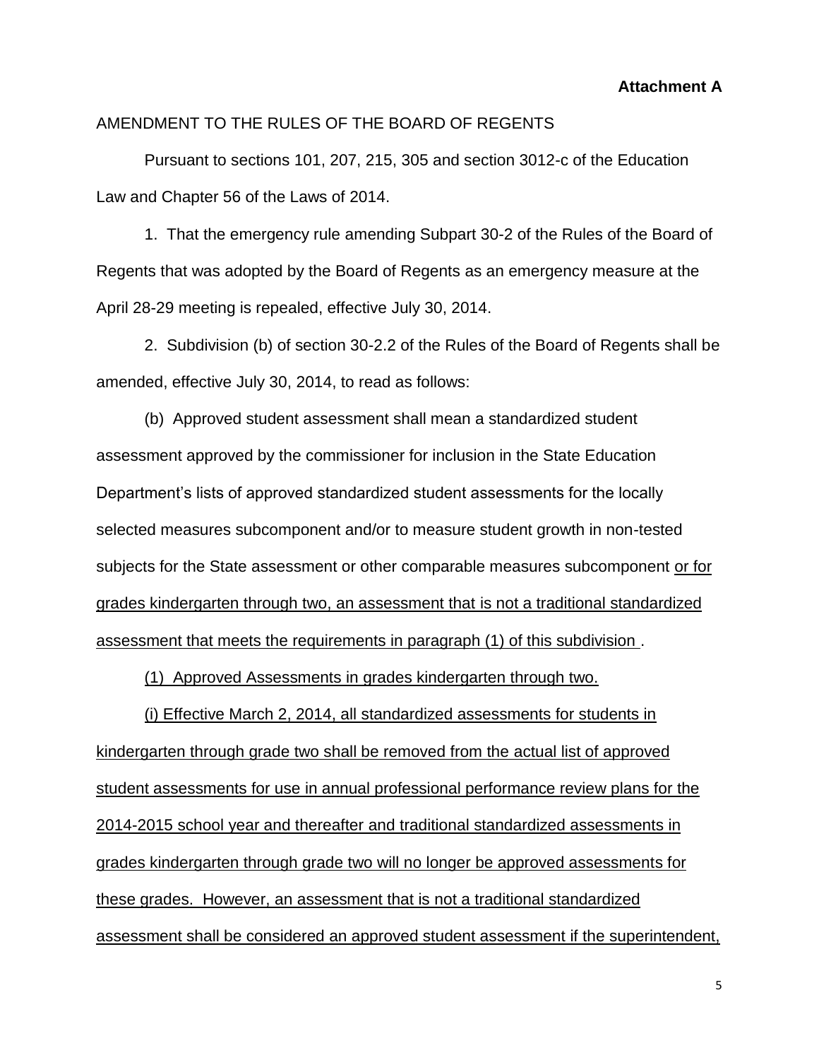**Attachment A**

AMENDMENT TO THE RULES OF THE BOARD OF REGENTS

Pursuant to sections 101, 207, 215, 305 and section 3012-c of the Education Law and Chapter 56 of the Laws of 2014.

1. That the emergency rule amending Subpart 30-2 of the Rules of the Board of Regents that was adopted by the Board of Regents as an emergency measure at the April 28-29 meeting is repealed, effective July 30, 2014.

2. Subdivision (b) of section 30-2.2 of the Rules of the Board of Regents shall be amended, effective July 30, 2014, to read as follows:

(b) Approved student assessment shall mean a standardized student assessment approved by the commissioner for inclusion in the State Education Department's lists of approved standardized student assessments for the locally selected measures subcomponent and/or to measure student growth in non-tested subjects for the State assessment or other comparable measures subcomponent <u>or for grades kindergarten through two, an assessment that is not a traditional standardized assessment that meets the requirements in paragraph (1) of this subdivision</u> .

<u>(1) Approved Assessments in grades kindergarten through two.</u>

<u>(i) Effective March 2, 2014, all standardized assessments for students in kindergarten through grade two shall be removed from the actual list of approved student assessments for use in annual professional performance review plans for the 2014-2015 school year and thereafter and traditional standardized assessments in grades kindergarten through grade two will no longer be approved assessments for these grades. However, an assessment that is not a traditional standardized assessment shall be considered an approved student assessment if the superintendent,</u>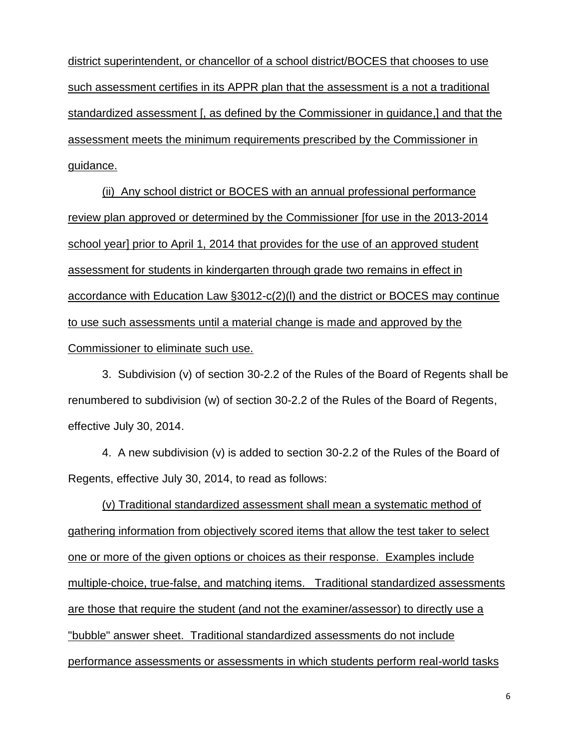district superintendent, or chancellor of a school district/BOCES that chooses to use such assessment certifies in its APPR plan that the assessment is a not a traditional standardized assessment [, as defined by the Commissioner in guidance,] and that the assessment meets the minimum requirements prescribed by the Commissioner in guidance.

(ii) Any school district or BOCES with an annual professional performance review plan approved or determined by the Commissioner [for use in the 2013-2014 school year] prior to April 1, 2014 that provides for the use of an approved student assessment for students in kindergarten through grade two remains in effect in accordance with Education Law §3012-c(2)(l) and the district or BOCES may continue to use such assessments until a material change is made and approved by the Commissioner to eliminate such use.

3. Subdivision (v) of section 30-2.2 of the Rules of the Board of Regents shall be renumbered to subdivision (w) of section 30-2.2 of the Rules of the Board of Regents, effective July 30, 2014.

4. A new subdivision (v) is added to section 30-2.2 of the Rules of the Board of Regents, effective July 30, 2014, to read as follows:

(v) Traditional standardized assessment shall mean a systematic method of gathering information from objectively scored items that allow the test taker to select one or more of the given options or choices as their response. Examples include multiple-choice, true-false, and matching items. Traditional standardized assessments are those that require the student (and not the examiner/assessor) to directly use a "bubble" answer sheet. Traditional standardized assessments do not include performance assessments or assessments in which students perform real-world tasks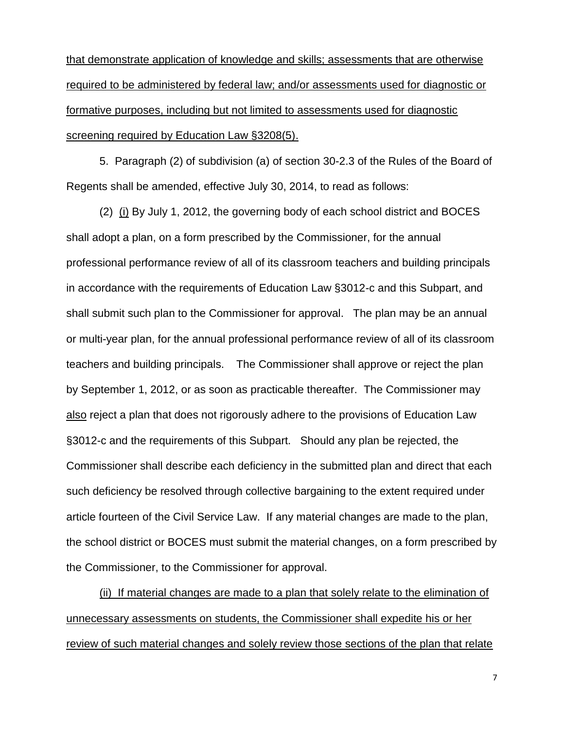that demonstrate application of knowledge and skills; assessments that are otherwise required to be administered by federal law; and/or assessments used for diagnostic or formative purposes, including but not limited to assessments used for diagnostic screening required by Education Law §3208(5).

5. Paragraph (2) of subdivision (a) of section 30-2.3 of the Rules of the Board of Regents shall be amended, effective July 30, 2014, to read as follows:

(2) (i) By July 1, 2012, the governing body of each school district and BOCES shall adopt a plan, on a form prescribed by the Commissioner, for the annual professional performance review of all of its classroom teachers and building principals in accordance with the requirements of Education Law §3012-c and this Subpart, and shall submit such plan to the Commissioner for approval. The plan may be an annual or multi-year plan, for the annual professional performance review of all of its classroom teachers and building principals. The Commissioner shall approve or reject the plan by September 1, 2012, or as soon as practicable thereafter. The Commissioner may also reject a plan that does not rigorously adhere to the provisions of Education Law §3012-c and the requirements of this Subpart. Should any plan be rejected, the Commissioner shall describe each deficiency in the submitted plan and direct that each such deficiency be resolved through collective bargaining to the extent required under article fourteen of the Civil Service Law. If any material changes are made to the plan, the school district or BOCES must submit the material changes, on a form prescribed by the Commissioner, to the Commissioner for approval.

(ii) If material changes are made to a plan that solely relate to the elimination of unnecessary assessments on students, the Commissioner shall expedite his or her review of such material changes and solely review those sections of the plan that relate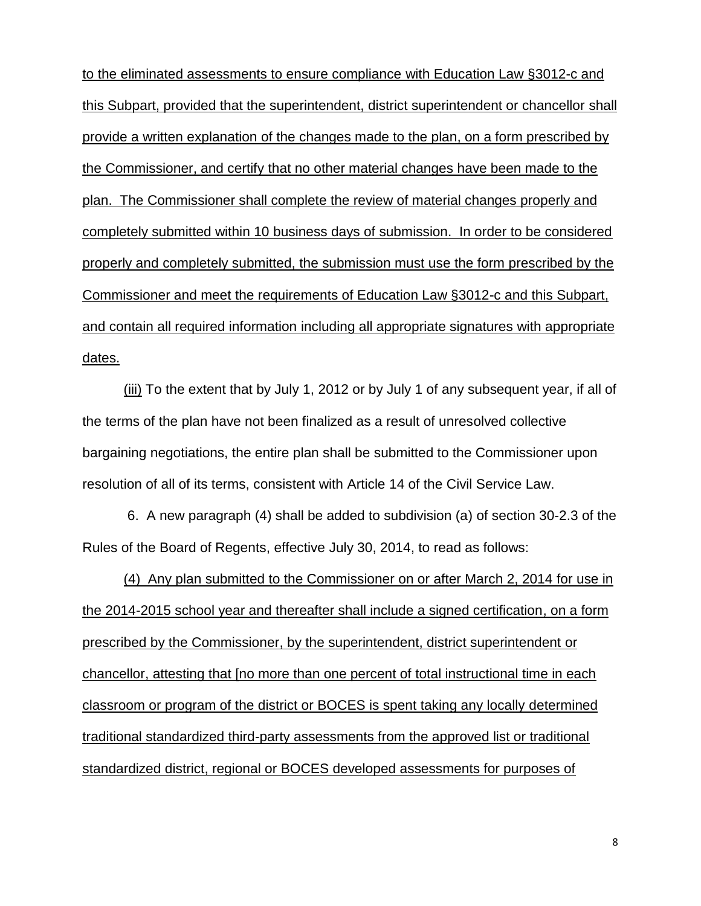to the eliminated assessments to ensure compliance with Education Law §3012-c and this Subpart, provided that the superintendent, district superintendent or chancellor shall provide a written explanation of the changes made to the plan, on a form prescribed by the Commissioner, and certify that no other material changes have been made to the plan. The Commissioner shall complete the review of material changes properly and completely submitted within 10 business days of submission. In order to be considered properly and completely submitted, the submission must use the form prescribed by the Commissioner and meet the requirements of Education Law §3012-c and this Subpart, and contain all required information including all appropriate signatures with appropriate dates.

(iii) To the extent that by July 1, 2012 or by July 1 of any subsequent year, if all of the terms of the plan have not been finalized as a result of unresolved collective bargaining negotiations, the entire plan shall be submitted to the Commissioner upon resolution of all of its terms, consistent with Article 14 of the Civil Service Law.

6. A new paragraph (4) shall be added to subdivision (a) of section 30-2.3 of the Rules of the Board of Regents, effective July 30, 2014, to read as follows:

(4) Any plan submitted to the Commissioner on or after March 2, 2014 for use in the 2014-2015 school year and thereafter shall include a signed certification, on a form prescribed by the Commissioner, by the superintendent, district superintendent or chancellor, attesting that [no more than one percent of total instructional time in each classroom or program of the district or BOCES is spent taking any locally determined traditional standardized third-party assessments from the approved list or traditional standardized district, regional or BOCES developed assessments for purposes of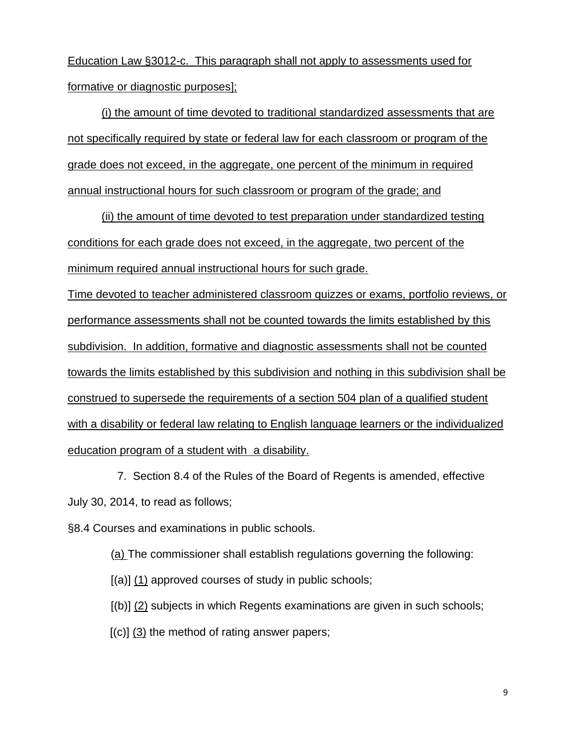Education Law §3012-c. This paragraph shall not apply to assessments used for formative or diagnostic purposes];

(i) the amount of time devoted to traditional standardized assessments that are not specifically required by state or federal law for each classroom or program of the grade does not exceed, in the aggregate, one percent of the minimum in required annual instructional hours for such classroom or program of the grade; and

(ii) the amount of time devoted to test preparation under standardized testing conditions for each grade does not exceed, in the aggregate, two percent of the minimum required annual instructional hours for such grade.

Time devoted to teacher administered classroom quizzes or exams, portfolio reviews, or performance assessments shall not be counted towards the limits established by this subdivision. In addition, formative and diagnostic assessments shall not be counted towards the limits established by this subdivision and nothing in this subdivision shall be construed to supersede the requirements of a section 504 plan of a qualified student with a disability or federal law relating to English language learners or the individualized education program of a student with a disability.

7. Section 8.4 of the Rules of the Board of Regents is amended, effective July 30, 2014, to read as follows;

§8.4 Courses and examinations in public schools.

(a) The commissioner shall establish regulations governing the following:

[(a)] (1) approved courses of study in public schools;

[(b)] (2) subjects in which Regents examinations are given in such schools;

[(c)] (3) the method of rating answer papers;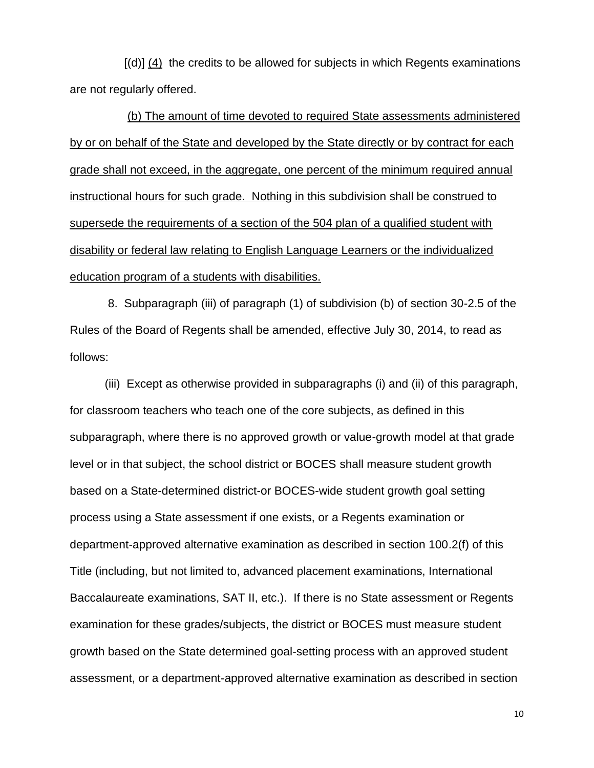[(d)] <u>(4)</u> the credits to be allowed for subjects in which Regents examinations are not regularly offered.

<u>(b) The amount of time devoted to required State assessments administered by or on behalf of the State and developed by the State directly or by contract for each grade shall not exceed, in the aggregate, one percent of the minimum required annual instructional hours for such grade. Nothing in this subdivision shall be construed to supersede the requirements of a section of the 504 plan of a qualified student with disability or federal law relating to English Language Learners or the individualized education program of a students with disabilities.</u>

8. Subparagraph (iii) of paragraph (1) of subdivision (b) of section 30-2.5 of the Rules of the Board of Regents shall be amended, effective July 30, 2014, to read as follows:

(iii) Except as otherwise provided in subparagraphs (i) and (ii) of this paragraph, for classroom teachers who teach one of the core subjects, as defined in this subparagraph, where there is no approved growth or value-growth model at that grade level or in that subject, the school district or BOCES shall measure student growth based on a State-determined district-or BOCES-wide student growth goal setting process using a State assessment if one exists, or a Regents examination or department-approved alternative examination as described in section 100.2(f) of this Title (including, but not limited to, advanced placement examinations, International Baccalaureate examinations, SAT II, etc.). If there is no State assessment or Regents examination for these grades/subjects, the district or BOCES must measure student growth based on the State determined goal-setting process with an approved student assessment, or a department-approved alternative examination as described in section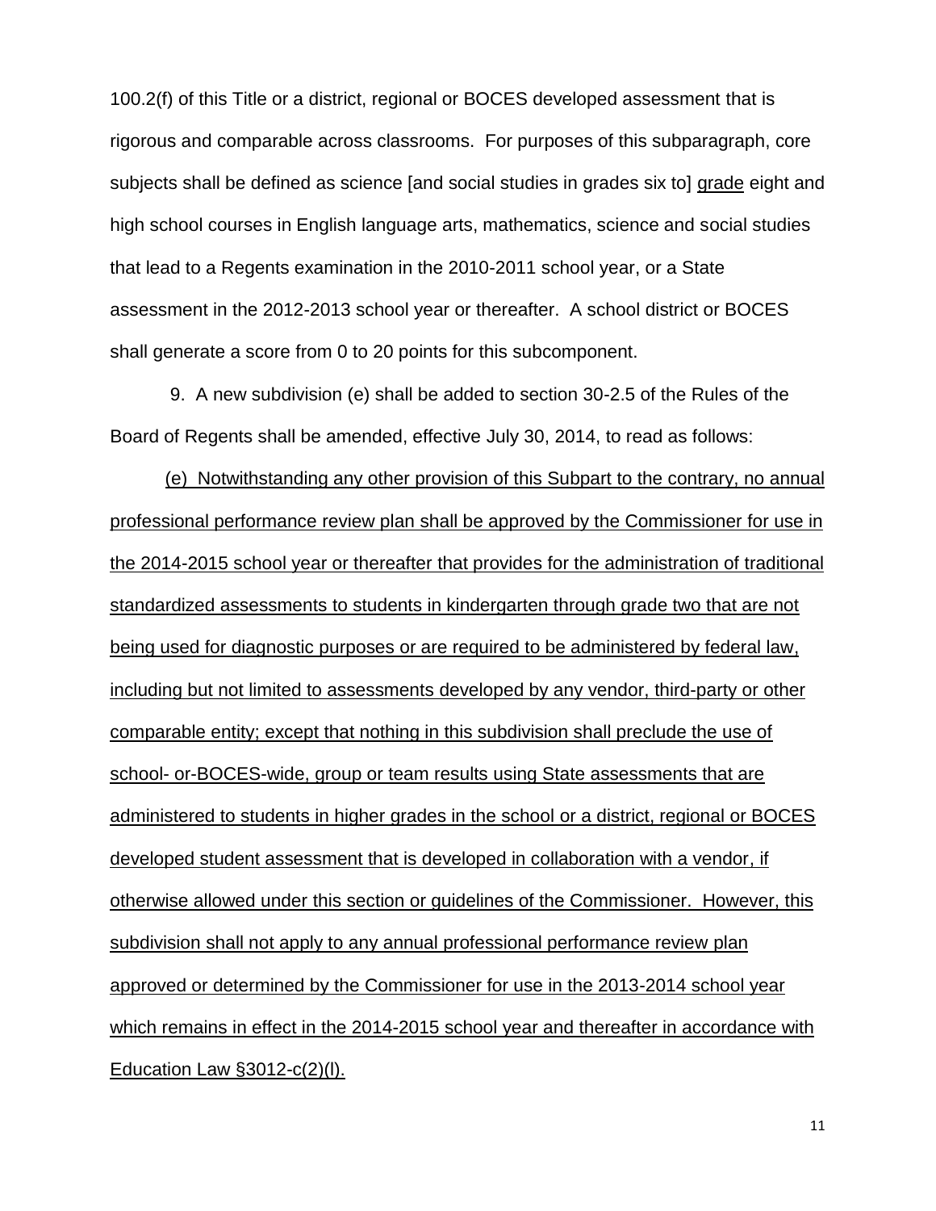100.2(f) of this Title or a district, regional or BOCES developed assessment that is rigorous and comparable across classrooms. For purposes of this subparagraph, core subjects shall be defined as science [and social studies in grades six to] <u>grade</u> eight and high school courses in English language arts, mathematics, science and social studies that lead to a Regents examination in the 2010-2011 school year, or a State assessment in the 2012-2013 school year or thereafter. A school district or BOCES shall generate a score from 0 to 20 points for this subcomponent.

9. A new subdivision (e) shall be added to section 30-2.5 of the Rules of the Board of Regents shall be amended, effective July 30, 2014, to read as follows:

<u>(e) Notwithstanding any other provision of this Subpart to the contrary, no annual professional performance review plan shall be approved by the Commissioner for use in the 2014-2015 school year or thereafter that provides for the administration of traditional standardized assessments to students in kindergarten through grade two that are not being used for diagnostic purposes or are required to be administered by federal law, including but not limited to assessments developed by any vendor, third-party or other comparable entity; except that nothing in this subdivision shall preclude the use of school- or-BOCES-wide, group or team results using State assessments that are administered to students in higher grades in the school or a district, regional or BOCES developed student assessment that is developed in collaboration with a vendor, if otherwise allowed under this section or guidelines of the Commissioner. However, this subdivision shall not apply to any annual professional performance review plan approved or determined by the Commissioner for use in the 2013-2014 school year which remains in effect in the 2014-2015 school year and thereafter in accordance with Education Law §3012-c(2)(l).</u>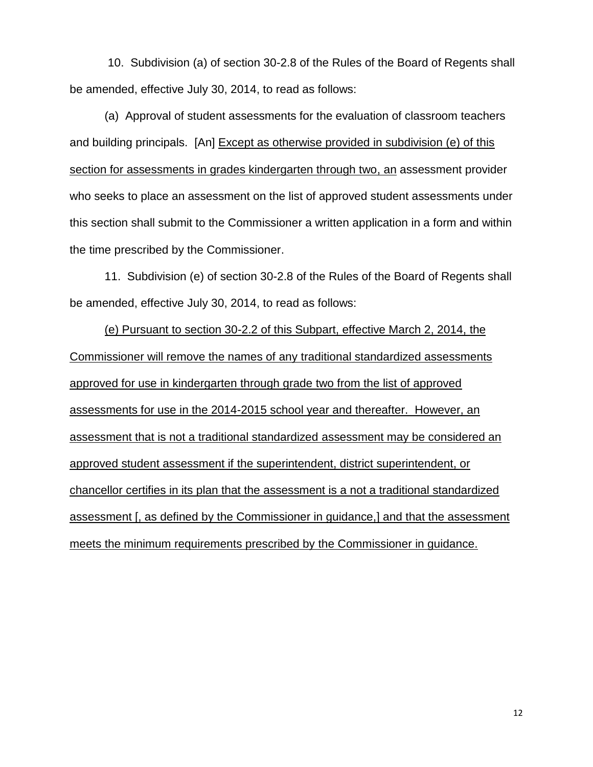10. Subdivision (a) of section 30-2.8 of the Rules of the Board of Regents shall be amended, effective July 30, 2014, to read as follows:

(a) Approval of student assessments for the evaluation of classroom teachers and building principals. [An] <u>Except as otherwise provided in subdivision (e) of this section for assessments in grades kindergarten through two, an</u> assessment provider who seeks to place an assessment on the list of approved student assessments under this section shall submit to the Commissioner a written application in a form and within the time prescribed by the Commissioner.

11. Subdivision (e) of section 30-2.8 of the Rules of the Board of Regents shall be amended, effective July 30, 2014, to read as follows:

<u>(e) Pursuant to section 30-2.2 of this Subpart, effective March 2, 2014, the Commissioner will remove the names of any traditional standardized assessments approved for use in kindergarten through grade two from the list of approved assessments for use in the 2014-2015 school year and thereafter. However, an assessment that is not a traditional standardized assessment may be considered an approved student assessment if the superintendent, district superintendent, or chancellor certifies in its plan that the assessment is a not a traditional standardized assessment [, as defined by the Commissioner in guidance,] and that the assessment meets the minimum requirements prescribed by the Commissioner in guidance.</u>